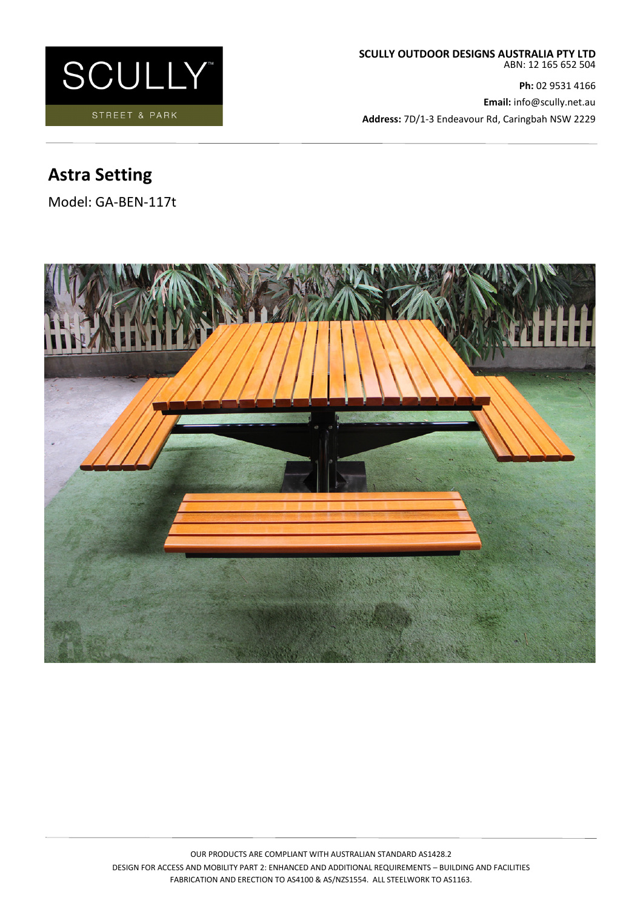SCULLY

STREET & PARK

**SCULLY OUTDOOR DESIGNS AUSTRALIA PTY LTD**
ABN: 12 165 652 504

**Ph:** 02 9531 4166

**Email:** info@scully.net.au

**Address:** 7D/1-3 Endeavour Rd, Caringbah NSW 2229

# Astra Setting

Model: GA-BEN-117t

OUR PRODUCTS ARE COMPLIANT WITH AUSTRALIAN STANDARD AS1428.2
DESIGN FOR ACCESS AND MOBILITY PART 2: ENHANCED AND ADDITIONAL REQUIREMENTS – BUILDING AND FACILITIES
FABRICATION AND ERECTION TO AS4100 & AS/NZS1554. ALL STEELWORK TO AS1163.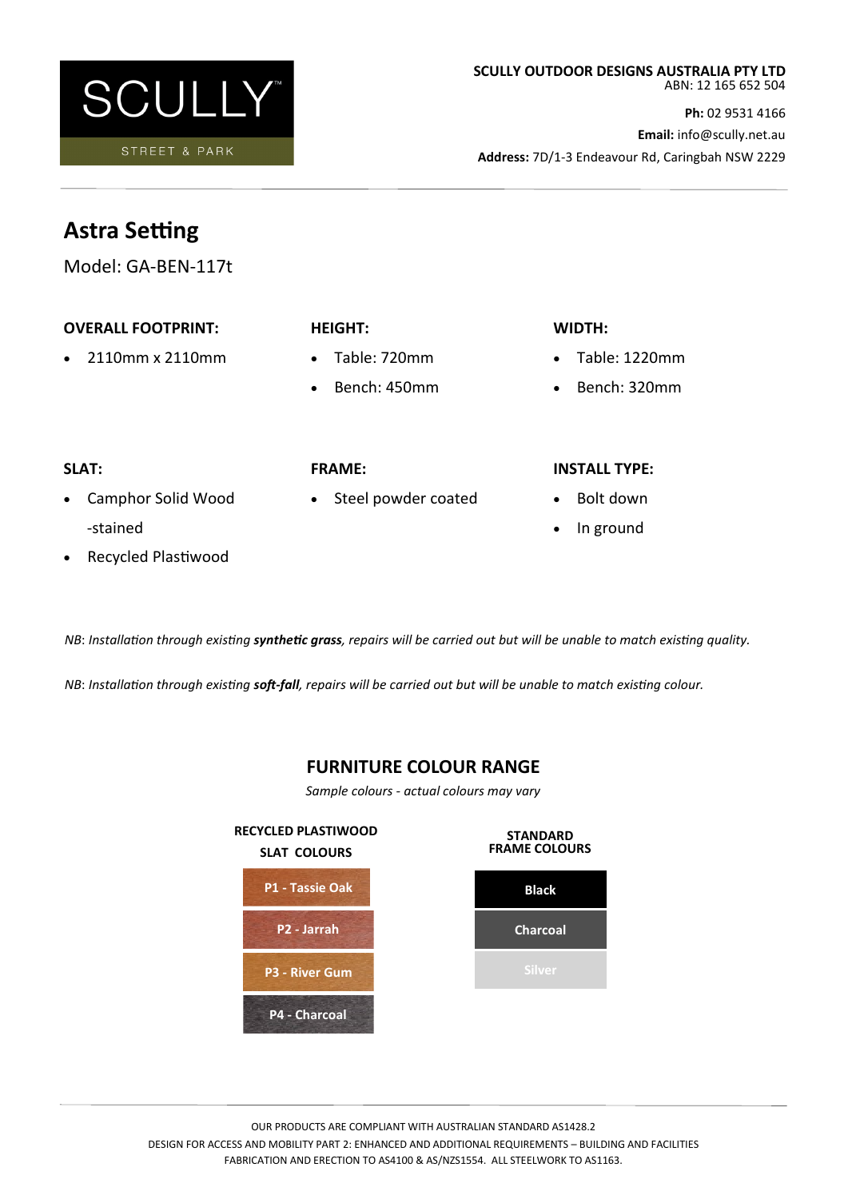SCULLY™

STREET & PARK

**SCULLY OUTDOOR DESIGNS AUSTRALIA PTY LTD**
ABN: 12 165 652 504

**Ph:** 02 9531 4166

**Email:** info@scully.net.au

**Address:** 7D/1-3 Endeavour Rd, Caringbah NSW 2229

# Astra Setting

Model: GA-BEN-117t

**OVERALL FOOTPRINT:**

- 2110mm x 2110mm

**HEIGHT:**

- Table: 720mm
- Bench: 450mm

**WIDTH:**

- Table: 1220mm
- Bench: 320mm

**SLAT:**

- Camphor Solid Wood -stained
- Recycled Plastiwood

**FRAME:**

- Steel powder coated

**INSTALL TYPE:**

- Bolt down
- In ground

*NB: Installation through existing **synthetic grass**, repairs will be carried out but will be unable to match existing quality.*

*NB: Installation through existing **soft-fall**, repairs will be carried out but will be unable to match existing colour.*

## FURNITURE COLOUR RANGE

*Sample colours - actual colours may vary*

| RECYCLED PLASTIWOOD SLAT COLOURS | STANDARD FRAME COLOURS |
|---|---|
| P1 - Tassie Oak | Black |
| P2 - Jarrah | Charcoal |
| P3 - River Gum | Silver |
| P4 - Charcoal | |

OUR PRODUCTS ARE COMPLIANT WITH AUSTRALIAN STANDARD AS1428.2
DESIGN FOR ACCESS AND MOBILITY PART 2: ENHANCED AND ADDITIONAL REQUIREMENTS – BUILDING AND FACILITIES
FABRICATION AND ERECTION TO AS4100 & AS/NZS1554. ALL STEELWORK TO AS1163.